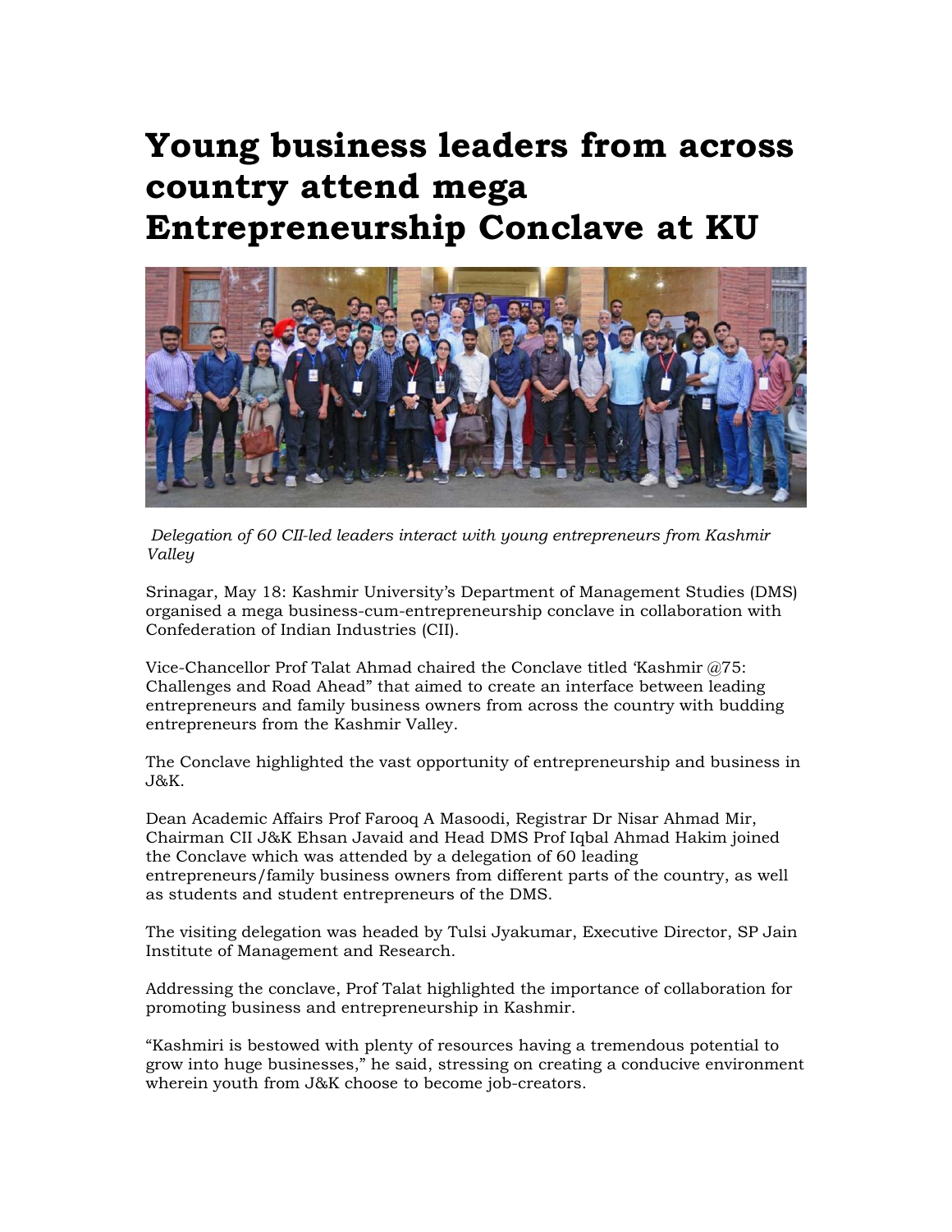# Young business leaders from across country attend mega Entrepreneurship Conclave at KU

*Delegation of 60 CII-led leaders interact with young entrepreneurs from Kashmir Valley*

Srinagar, May 18: Kashmir University's Department of Management Studies (DMS) organised a mega business-cum-entrepreneurship conclave in collaboration with Confederation of Indian Industries (CII).

Vice-Chancellor Prof Talat Ahmad chaired the Conclave titled 'Kashmir @75: Challenges and Road Ahead" that aimed to create an interface between leading entrepreneurs and family business owners from across the country with budding entrepreneurs from the Kashmir Valley.

The Conclave highlighted the vast opportunity of entrepreneurship and business in J&K.

Dean Academic Affairs Prof Farooq A Masoodi, Registrar Dr Nisar Ahmad Mir, Chairman CII J&K Ehsan Javaid and Head DMS Prof Iqbal Ahmad Hakim joined the Conclave which was attended by a delegation of 60 leading entrepreneurs/family business owners from different parts of the country, as well as students and student entrepreneurs of the DMS.

The visiting delegation was headed by Tulsi Jyakumar, Executive Director, SP Jain Institute of Management and Research.

Addressing the conclave, Prof Talat highlighted the importance of collaboration for promoting business and entrepreneurship in Kashmir.

"Kashmiri is bestowed with plenty of resources having a tremendous potential to grow into huge businesses," he said, stressing on creating a conducive environment wherein youth from J&K choose to become job-creators.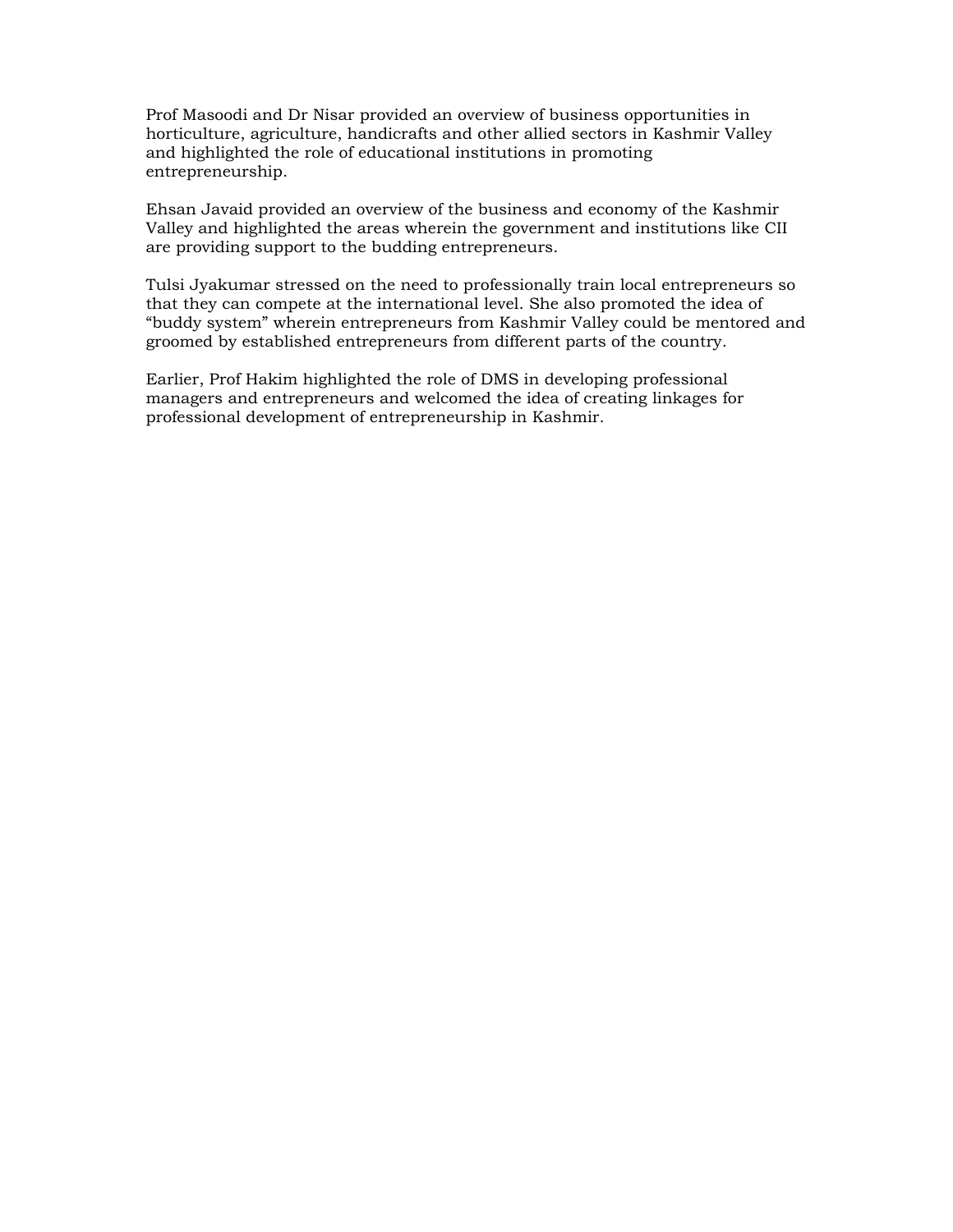Prof Masoodi and Dr Nisar provided an overview of business opportunities in horticulture, agriculture, handicrafts and other allied sectors in Kashmir Valley and highlighted the role of educational institutions in promoting entrepreneurship.

Ehsan Javaid provided an overview of the business and economy of the Kashmir Valley and highlighted the areas wherein the government and institutions like CII are providing support to the budding entrepreneurs.

Tulsi Jyakumar stressed on the need to professionally train local entrepreneurs so that they can compete at the international level. She also promoted the idea of "buddy system" wherein entrepreneurs from Kashmir Valley could be mentored and groomed by established entrepreneurs from different parts of the country.

Earlier, Prof Hakim highlighted the role of DMS in developing professional managers and entrepreneurs and welcomed the idea of creating linkages for professional development of entrepreneurship in Kashmir.